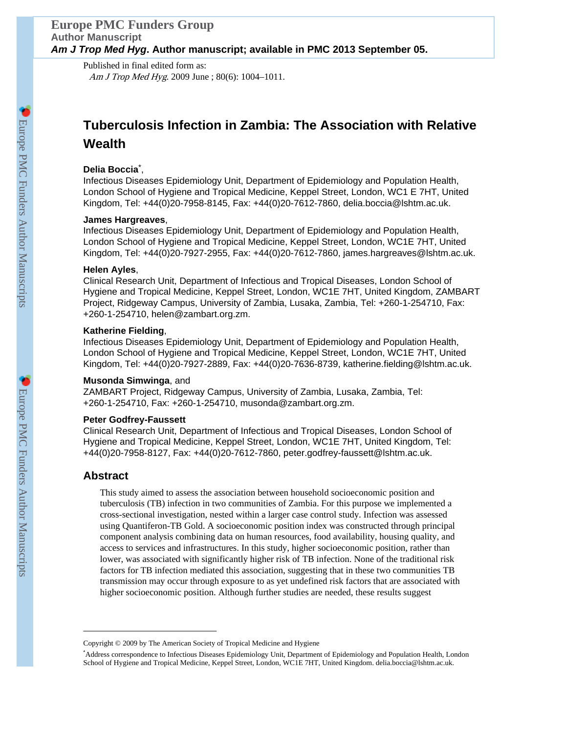Published in final edited form as:

*Am J Trop Med Hyg*. 2009 June ; 80(6): 1004–1011.

# Tuberculosis Infection in Zambia: The Association with Relative Wealth

**Delia Boccia**[*],

Infectious Diseases Epidemiology Unit, Department of Epidemiology and Population Health, London School of Hygiene and Tropical Medicine, Keppel Street, London, WC1 E 7HT, United Kingdom, Tel: +44(0)20-7958-8145, Fax: +44(0)20-7612-7860, delia.boccia@lshtm.ac.uk.

**James Hargreaves**,

Infectious Diseases Epidemiology Unit, Department of Epidemiology and Population Health, London School of Hygiene and Tropical Medicine, Keppel Street, London, WC1E 7HT, United Kingdom, Tel: +44(0)20-7927-2955, Fax: +44(0)20-7612-7860, james.hargreaves@lshtm.ac.uk.

**Helen Ayles**,

Clinical Research Unit, Department of Infectious and Tropical Diseases, London School of Hygiene and Tropical Medicine, Keppel Street, London, WC1E 7HT, United Kingdom, ZAMBART Project, Ridgeway Campus, University of Zambia, Lusaka, Zambia, Tel: +260-1-254710, Fax: +260-1-254710, helen@zambart.org.zm.

**Katherine Fielding**,

Infectious Diseases Epidemiology Unit, Department of Epidemiology and Population Health, London School of Hygiene and Tropical Medicine, Keppel Street, London, WC1E 7HT, United Kingdom, Tel: +44(0)20-7927-2889, Fax: +44(0)20-7636-8739, katherine.fielding@lshtm.ac.uk.

**Musonda Simwinga**, and

ZAMBART Project, Ridgeway Campus, University of Zambia, Lusaka, Zambia, Tel: +260-1-254710, Fax: +260-1-254710, musonda@zambart.org.zm.

**Peter Godfrey-Faussett**

Clinical Research Unit, Department of Infectious and Tropical Diseases, London School of Hygiene and Tropical Medicine, Keppel Street, London, WC1E 7HT, United Kingdom, Tel: +44(0)20-7958-8127, Fax: +44(0)20-7612-7860, peter.godfrey-faussett@lshtm.ac.uk.

## Abstract

This study aimed to assess the association between household socioeconomic position and tuberculosis (TB) infection in two communities of Zambia. For this purpose we implemented a cross-sectional investigation, nested within a larger case control study. Infection was assessed using Quantiferon-TB Gold. A socioeconomic position index was constructed through principal component analysis combining data on human resources, food availability, housing quality, and access to services and infrastructures. In this study, higher socioeconomic position, rather than lower, was associated with significantly higher risk of TB infection. None of the traditional risk factors for TB infection mediated this association, suggesting that in these two communities TB transmission may occur through exposure to as yet undefined risk factors that are associated with higher socioeconomic position. Although further studies are needed, these results suggest

Copyright © 2009 by The American Society of Tropical Medicine and Hygiene

[*]Address correspondence to Infectious Diseases Epidemiology Unit, Department of Epidemiology and Population Health, London School of Hygiene and Tropical Medicine, Keppel Street, London, WC1E 7HT, United Kingdom. delia.boccia@lshtm.ac.uk.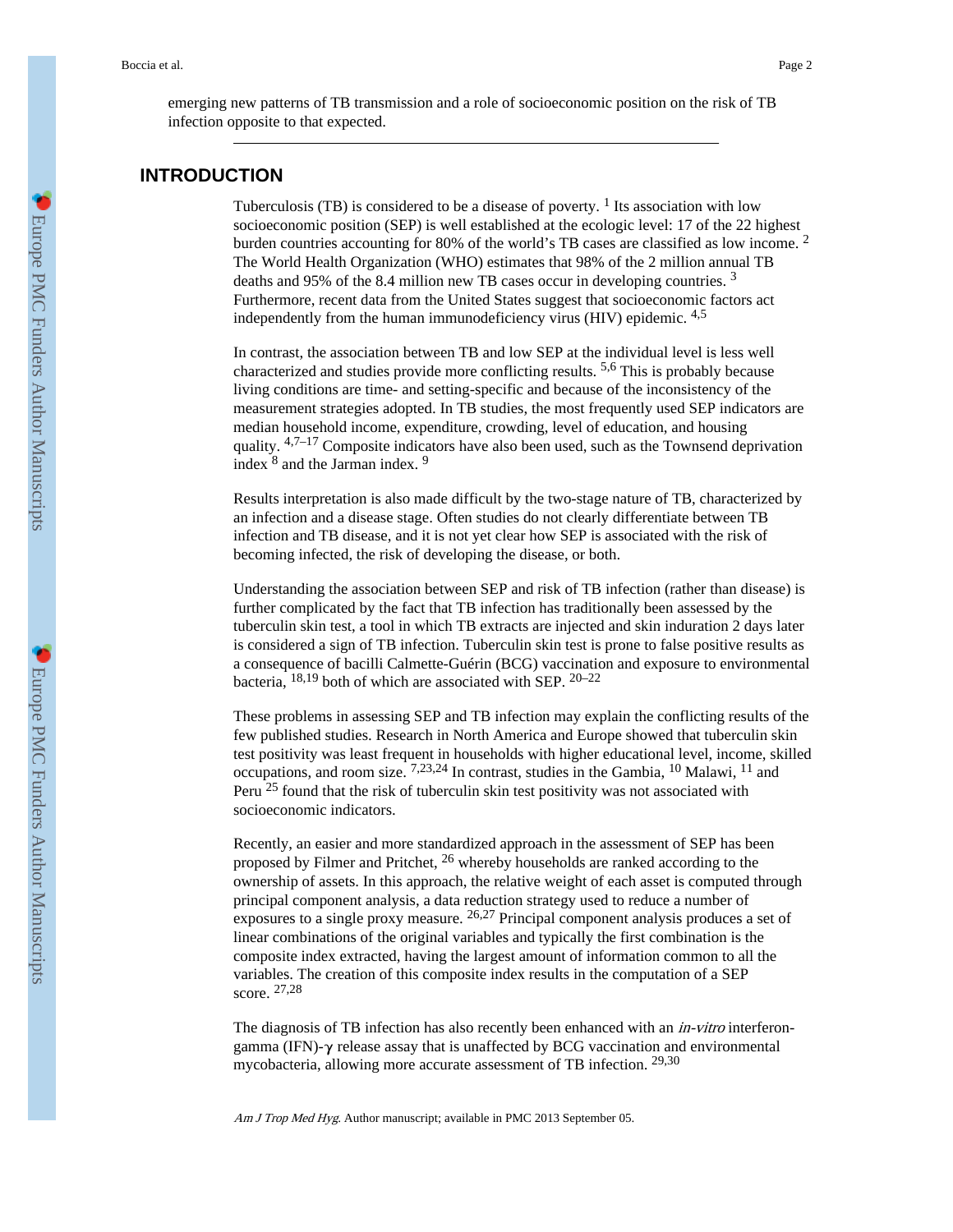emerging new patterns of TB transmission and a role of socioeconomic position on the risk of TB infection opposite to that expected.

## INTRODUCTION

Tuberculosis (TB) is considered to be a disease of poverty. [1] Its association with low socioeconomic position (SEP) is well established at the ecologic level: 17 of the 22 highest burden countries accounting for 80% of the world's TB cases are classified as low income. [2] The World Health Organization (WHO) estimates that 98% of the 2 million annual TB deaths and 95% of the 8.4 million new TB cases occur in developing countries. [3] Furthermore, recent data from the United States suggest that socioeconomic factors act independently from the human immunodeficiency virus (HIV) epidemic. [4,5]

In contrast, the association between TB and low SEP at the individual level is less well characterized and studies provide more conflicting results. [5,6] This is probably because living conditions are time- and setting-specific and because of the inconsistency of the measurement strategies adopted. In TB studies, the most frequently used SEP indicators are median household income, expenditure, crowding, level of education, and housing quality. [4,7–17] Composite indicators have also been used, such as the Townsend deprivation index [8] and the Jarman index. [9]

Results interpretation is also made difficult by the two-stage nature of TB, characterized by an infection and a disease stage. Often studies do not clearly differentiate between TB infection and TB disease, and it is not yet clear how SEP is associated with the risk of becoming infected, the risk of developing the disease, or both.

Understanding the association between SEP and risk of TB infection (rather than disease) is further complicated by the fact that TB infection has traditionally been assessed by the tuberculin skin test, a tool in which TB extracts are injected and skin induration 2 days later is considered a sign of TB infection. Tuberculin skin test is prone to false positive results as a consequence of bacilli Calmette-Guérin (BCG) vaccination and exposure to environmental bacteria, [18,19] both of which are associated with SEP. [20–22]

These problems in assessing SEP and TB infection may explain the conflicting results of the few published studies. Research in North America and Europe showed that tuberculin skin test positivity was least frequent in households with higher educational level, income, skilled occupations, and room size. [7,23,24] In contrast, studies in the Gambia, [10] Malawi, [11] and Peru [25] found that the risk of tuberculin skin test positivity was not associated with socioeconomic indicators.

Recently, an easier and more standardized approach in the assessment of SEP has been proposed by Filmer and Pritchet, [26] whereby households are ranked according to the ownership of assets. In this approach, the relative weight of each asset is computed through principal component analysis, a data reduction strategy used to reduce a number of exposures to a single proxy measure. [26,27] Principal component analysis produces a set of linear combinations of the original variables and typically the first combination is the composite index extracted, having the largest amount of information common to all the variables. The creation of this composite index results in the computation of a SEP score. [27,28]

The diagnosis of TB infection has also recently been enhanced with an *in-vitro* interferon-gamma (IFN)-$\gamma$ release assay that is unaffected by BCG vaccination and environmental mycobacteria, allowing more accurate assessment of TB infection. [29,30]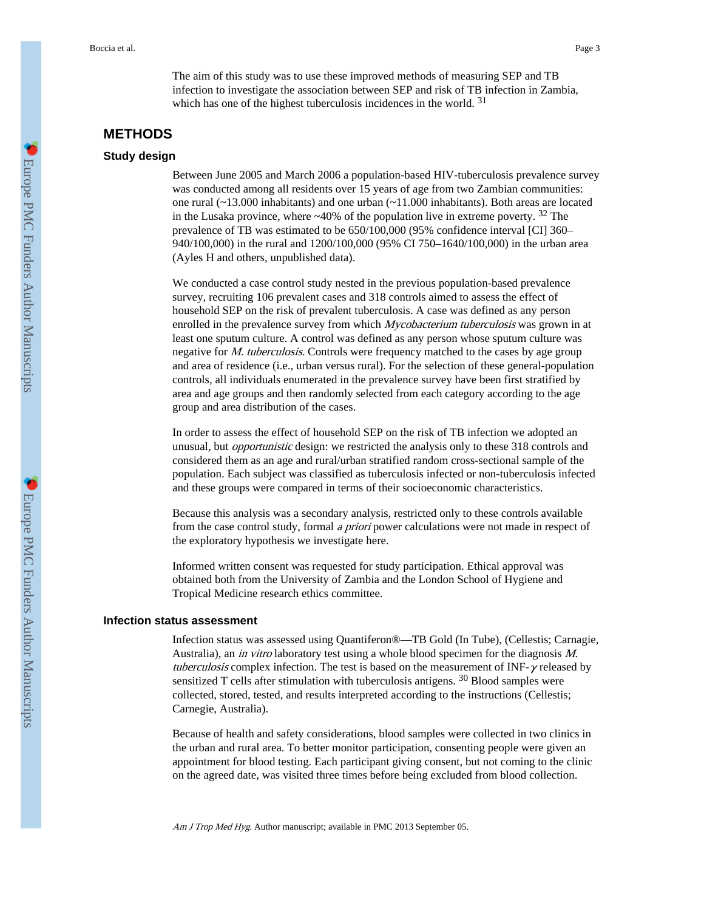The aim of this study was to use these improved methods of measuring SEP and TB infection to investigate the association between SEP and risk of TB infection in Zambia, which has one of the highest tuberculosis incidences in the world. [31]

## METHODS

### Study design

Between June 2005 and March 2006 a population-based HIV-tuberculosis prevalence survey was conducted among all residents over 15 years of age from two Zambian communities: one rural (~13.000 inhabitants) and one urban (~11.000 inhabitants). Both areas are located in the Lusaka province, where ~40% of the population live in extreme poverty. [32] The prevalence of TB was estimated to be 650/100,000 (95% confidence interval [CI] 360–940/100,000) in the rural and 1200/100,000 (95% CI 750–1640/100,000) in the urban area (Ayles H and others, unpublished data).

We conducted a case control study nested in the previous population-based prevalence survey, recruiting 106 prevalent cases and 318 controls aimed to assess the effect of household SEP on the risk of prevalent tuberculosis. A case was defined as any person enrolled in the prevalence survey from which *Mycobacterium tuberculosis* was grown in at least one sputum culture. A control was defined as any person whose sputum culture was negative for *M. tuberculosis*. Controls were frequency matched to the cases by age group and area of residence (i.e., urban versus rural). For the selection of these general-population controls, all individuals enumerated in the prevalence survey have been first stratified by area and age groups and then randomly selected from each category according to the age group and area distribution of the cases.

In order to assess the effect of household SEP on the risk of TB infection we adopted an unusual, but *opportunistic* design: we restricted the analysis only to these 318 controls and considered them as an age and rural/urban stratified random cross-sectional sample of the population. Each subject was classified as tuberculosis infected or non-tuberculosis infected and these groups were compared in terms of their socioeconomic characteristics.

Because this analysis was a secondary analysis, restricted only to these controls available from the case control study, formal *a priori* power calculations were not made in respect of the exploratory hypothesis we investigate here.

Informed written consent was requested for study participation. Ethical approval was obtained both from the University of Zambia and the London School of Hygiene and Tropical Medicine research ethics committee.

### Infection status assessment

Infection status was assessed using Quantiferon®—TB Gold (In Tube), (Cellestis; Carnagie, Australia), an *in vitro* laboratory test using a whole blood specimen for the diagnosis *M. tuberculosis* complex infection. The test is based on the measurement of INF-$\gamma$ released by sensitized T cells after stimulation with tuberculosis antigens. [30] Blood samples were collected, stored, tested, and results interpreted according to the instructions (Cellestis; Carnegie, Australia).

Because of health and safety considerations, blood samples were collected in two clinics in the urban and rural area. To better monitor participation, consenting people were given an appointment for blood testing. Each participant giving consent, but not coming to the clinic on the agreed date, was visited three times before being excluded from blood collection.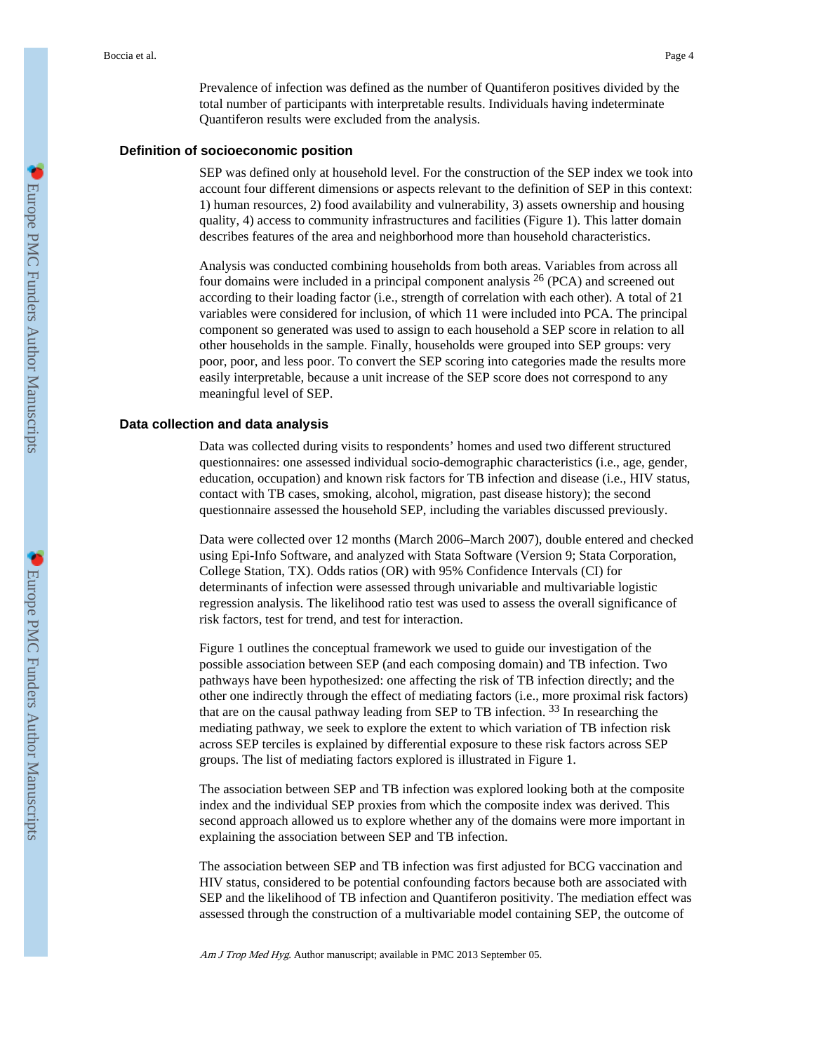Prevalence of infection was defined as the number of Quantiferon positives divided by the total number of participants with interpretable results. Individuals having indeterminate Quantiferon results were excluded from the analysis.

## Definition of socioeconomic position

SEP was defined only at household level. For the construction of the SEP index we took into account four different dimensions or aspects relevant to the definition of SEP in this context: 1) human resources, 2) food availability and vulnerability, 3) assets ownership and housing quality, 4) access to community infrastructures and facilities (Figure 1). This latter domain describes features of the area and neighborhood more than household characteristics.

Analysis was conducted combining households from both areas. Variables from across all four domains were included in a principal component analysis [26] (PCA) and screened out according to their loading factor (i.e., strength of correlation with each other). A total of 21 variables were considered for inclusion, of which 11 were included into PCA. The principal component so generated was used to assign to each household a SEP score in relation to all other households in the sample. Finally, households were grouped into SEP groups: very poor, poor, and less poor. To convert the SEP scoring into categories made the results more easily interpretable, because a unit increase of the SEP score does not correspond to any meaningful level of SEP.

## Data collection and data analysis

Data was collected during visits to respondents' homes and used two different structured questionnaires: one assessed individual socio-demographic characteristics (i.e., age, gender, education, occupation) and known risk factors for TB infection and disease (i.e., HIV status, contact with TB cases, smoking, alcohol, migration, past disease history); the second questionnaire assessed the household SEP, including the variables discussed previously.

Data were collected over 12 months (March 2006–March 2007), double entered and checked using Epi-Info Software, and analyzed with Stata Software (Version 9; Stata Corporation, College Station, TX). Odds ratios (OR) with 95% Confidence Intervals (CI) for determinants of infection were assessed through univariable and multivariable logistic regression analysis. The likelihood ratio test was used to assess the overall significance of risk factors, test for trend, and test for interaction.

Figure 1 outlines the conceptual framework we used to guide our investigation of the possible association between SEP (and each composing domain) and TB infection. Two pathways have been hypothesized: one affecting the risk of TB infection directly; and the other one indirectly through the effect of mediating factors (i.e., more proximal risk factors) that are on the causal pathway leading from SEP to TB infection. [33] In researching the mediating pathway, we seek to explore the extent to which variation of TB infection risk across SEP terciles is explained by differential exposure to these risk factors across SEP groups. The list of mediating factors explored is illustrated in Figure 1.

The association between SEP and TB infection was explored looking both at the composite index and the individual SEP proxies from which the composite index was derived. This second approach allowed us to explore whether any of the domains were more important in explaining the association between SEP and TB infection.

The association between SEP and TB infection was first adjusted for BCG vaccination and HIV status, considered to be potential confounding factors because both are associated with SEP and the likelihood of TB infection and Quantiferon positivity. The mediation effect was assessed through the construction of a multivariable model containing SEP, the outcome of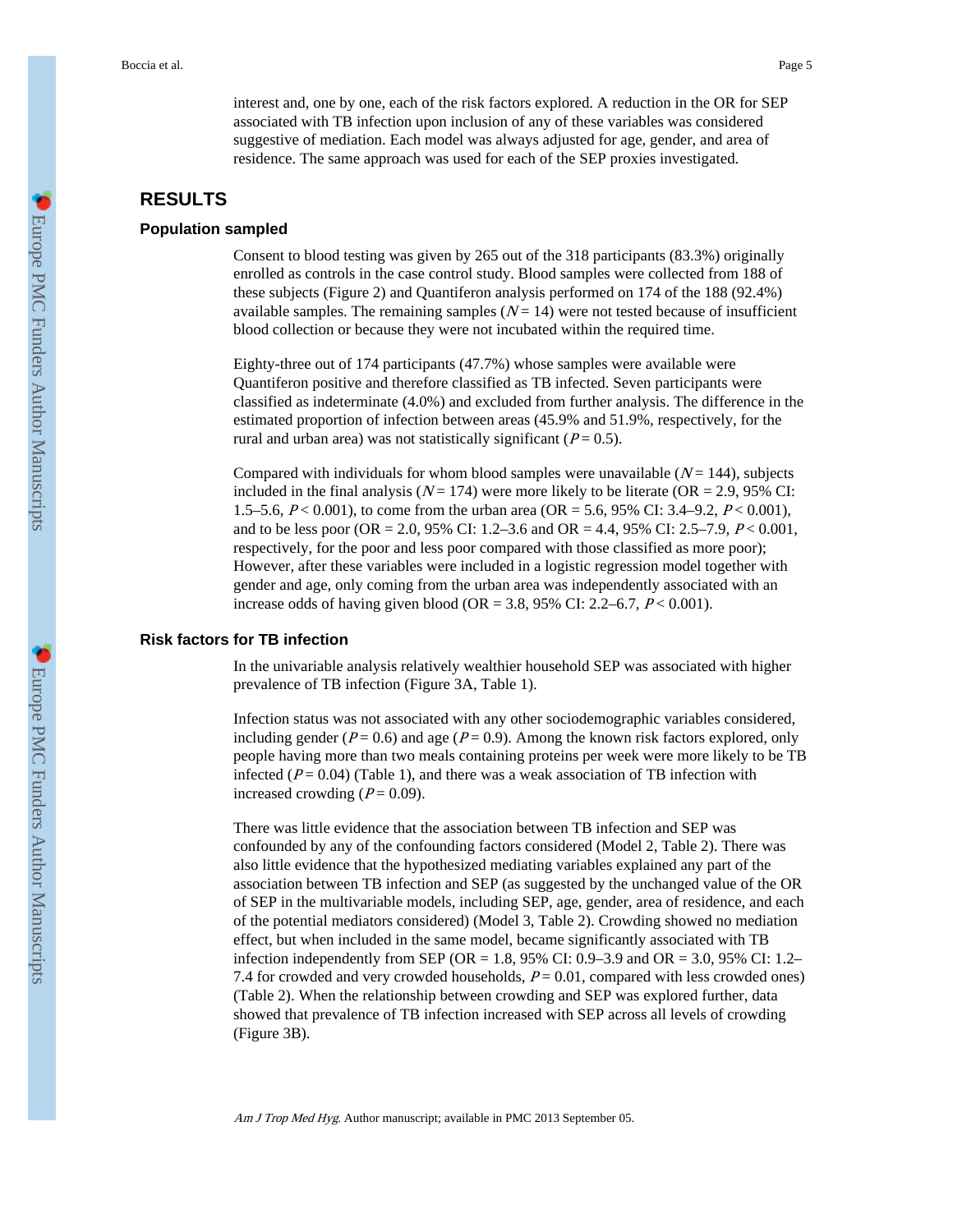interest and, one by one, each of the risk factors explored. A reduction in the OR for SEP associated with TB infection upon inclusion of any of these variables was considered suggestive of mediation. Each model was always adjusted for age, gender, and area of residence. The same approach was used for each of the SEP proxies investigated.

## RESULTS

### Population sampled

Consent to blood testing was given by 265 out of the 318 participants (83.3%) originally enrolled as controls in the case control study. Blood samples were collected from 188 of these subjects (Figure 2) and Quantiferon analysis performed on 174 of the 188 (92.4%) available samples. The remaining samples ($N = 14$) were not tested because of insufficient blood collection or because they were not incubated within the required time.

Eighty-three out of 174 participants (47.7%) whose samples were available were Quantiferon positive and therefore classified as TB infected. Seven participants were classified as indeterminate (4.0%) and excluded from further analysis. The difference in the estimated proportion of infection between areas (45.9% and 51.9%, respectively, for the rural and urban area) was not statistically significant ($P = 0.5$).

Compared with individuals for whom blood samples were unavailable ($N = 144$), subjects included in the final analysis ($N = 174$) were more likely to be literate (OR = 2.9, 95% CI: 1.5–5.6, $P < 0.001$), to come from the urban area (OR = 5.6, 95% CI: 3.4–9.2, $P < 0.001$), and to be less poor (OR = 2.0, 95% CI: 1.2–3.6 and OR = 4.4, 95% CI: 2.5–7.9, $P < 0.001$, respectively, for the poor and less poor compared with those classified as more poor); However, after these variables were included in a logistic regression model together with gender and age, only coming from the urban area was independently associated with an increase odds of having given blood (OR = 3.8, 95% CI: 2.2–6.7, $P < 0.001$).

### Risk factors for TB infection

In the univariable analysis relatively wealthier household SEP was associated with higher prevalence of TB infection (Figure 3A, Table 1).

Infection status was not associated with any other sociodemographic variables considered, including gender ($P = 0.6$) and age ($P = 0.9$). Among the known risk factors explored, only people having more than two meals containing proteins per week were more likely to be TB infected ($P = 0.04$) (Table 1), and there was a weak association of TB infection with increased crowding ($P = 0.09$).

There was little evidence that the association between TB infection and SEP was confounded by any of the confounding factors considered (Model 2, Table 2). There was also little evidence that the hypothesized mediating variables explained any part of the association between TB infection and SEP (as suggested by the unchanged value of the OR of SEP in the multivariable models, including SEP, age, gender, area of residence, and each of the potential mediators considered) (Model 3, Table 2). Crowding showed no mediation effect, but when included in the same model, became significantly associated with TB infection independently from SEP (OR = 1.8, 95% CI: 0.9–3.9 and OR = 3.0, 95% CI: 1.2–7.4 for crowded and very crowded households, $P = 0.01$, compared with less crowded ones) (Table 2). When the relationship between crowding and SEP was explored further, data showed that prevalence of TB infection increased with SEP across all levels of crowding (Figure 3B).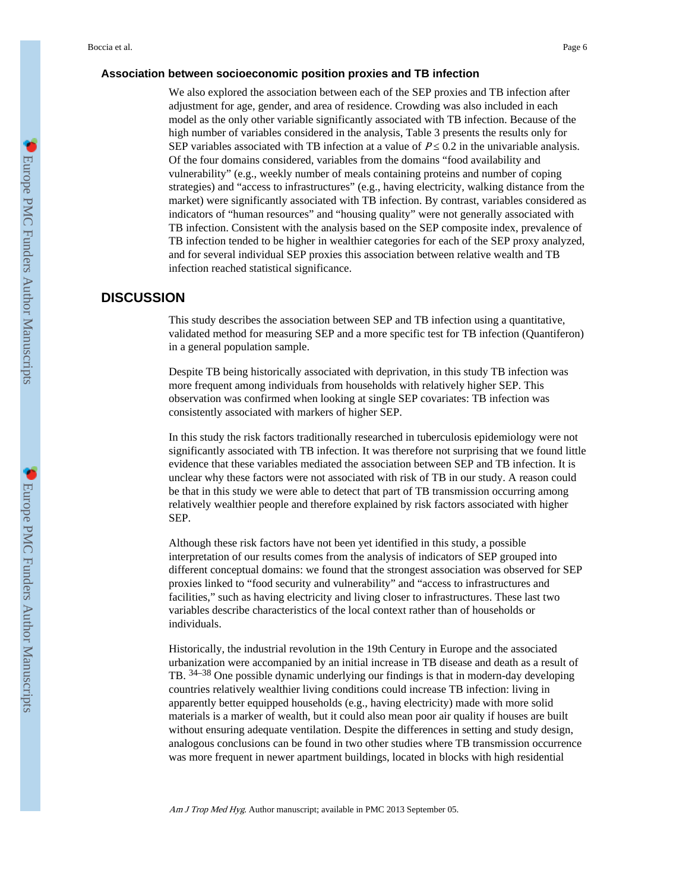### Association between socioeconomic position proxies and TB infection

We also explored the association between each of the SEP proxies and TB infection after adjustment for age, gender, and area of residence. Crowding was also included in each model as the only other variable significantly associated with TB infection. Because of the high number of variables considered in the analysis, Table 3 presents the results only for SEP variables associated with TB infection at a value of $P \leq 0.2$ in the univariable analysis. Of the four domains considered, variables from the domains "food availability and vulnerability" (e.g., weekly number of meals containing proteins and number of coping strategies) and "access to infrastructures" (e.g., having electricity, walking distance from the market) were significantly associated with TB infection. By contrast, variables considered as indicators of "human resources" and "housing quality" were not generally associated with TB infection. Consistent with the analysis based on the SEP composite index, prevalence of TB infection tended to be higher in wealthier categories for each of the SEP proxy analyzed, and for several individual SEP proxies this association between relative wealth and TB infection reached statistical significance.

## DISCUSSION

This study describes the association between SEP and TB infection using a quantitative, validated method for measuring SEP and a more specific test for TB infection (Quantiferon) in a general population sample.

Despite TB being historically associated with deprivation, in this study TB infection was more frequent among individuals from households with relatively higher SEP. This observation was confirmed when looking at single SEP covariates: TB infection was consistently associated with markers of higher SEP.

In this study the risk factors traditionally researched in tuberculosis epidemiology were not significantly associated with TB infection. It was therefore not surprising that we found little evidence that these variables mediated the association between SEP and TB infection. It is unclear why these factors were not associated with risk of TB in our study. A reason could be that in this study we were able to detect that part of TB transmission occurring among relatively wealthier people and therefore explained by risk factors associated with higher SEP.

Although these risk factors have not been yet identified in this study, a possible interpretation of our results comes from the analysis of indicators of SEP grouped into different conceptual domains: we found that the strongest association was observed for SEP proxies linked to "food security and vulnerability" and "access to infrastructures and facilities," such as having electricity and living closer to infrastructures. These last two variables describe characteristics of the local context rather than of households or individuals.

Historically, the industrial revolution in the 19th Century in Europe and the associated urbanization were accompanied by an initial increase in TB disease and death as a result of TB. [34–38] One possible dynamic underlying our findings is that in modern-day developing countries relatively wealthier living conditions could increase TB infection: living in apparently better equipped households (e.g., having electricity) made with more solid materials is a marker of wealth, but it could also mean poor air quality if houses are built without ensuring adequate ventilation. Despite the differences in setting and study design, analogous conclusions can be found in two other studies where TB transmission occurrence was more frequent in newer apartment buildings, located in blocks with high residential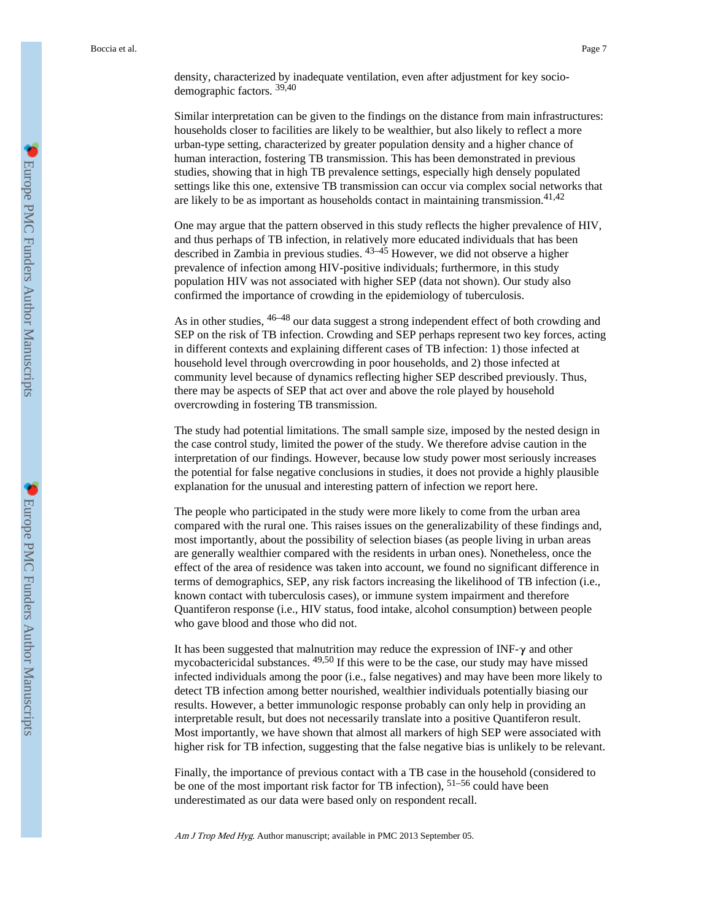density, characterized by inadequate ventilation, even after adjustment for key socio-demographic factors. [39,40]

Similar interpretation can be given to the findings on the distance from main infrastructures: households closer to facilities are likely to be wealthier, but also likely to reflect a more urban-type setting, characterized by greater population density and a higher chance of human interaction, fostering TB transmission. This has been demonstrated in previous studies, showing that in high TB prevalence settings, especially high densely populated settings like this one, extensive TB transmission can occur via complex social networks that are likely to be as important as households contact in maintaining transmission.[41,42]

One may argue that the pattern observed in this study reflects the higher prevalence of HIV, and thus perhaps of TB infection, in relatively more educated individuals that has been described in Zambia in previous studies. [43–45] However, we did not observe a higher prevalence of infection among HIV-positive individuals; furthermore, in this study population HIV was not associated with higher SEP (data not shown). Our study also confirmed the importance of crowding in the epidemiology of tuberculosis.

As in other studies, [46–48] our data suggest a strong independent effect of both crowding and SEP on the risk of TB infection. Crowding and SEP perhaps represent two key forces, acting in different contexts and explaining different cases of TB infection: 1) those infected at household level through overcrowding in poor households, and 2) those infected at community level because of dynamics reflecting higher SEP described previously. Thus, there may be aspects of SEP that act over and above the role played by household overcrowding in fostering TB transmission.

The study had potential limitations. The small sample size, imposed by the nested design in the case control study, limited the power of the study. We therefore advise caution in the interpretation of our findings. However, because low study power most seriously increases the potential for false negative conclusions in studies, it does not provide a highly plausible explanation for the unusual and interesting pattern of infection we report here.

The people who participated in the study were more likely to come from the urban area compared with the rural one. This raises issues on the generalizability of these findings and, most importantly, about the possibility of selection biases (as people living in urban areas are generally wealthier compared with the residents in urban ones). Nonetheless, once the effect of the area of residence was taken into account, we found no significant difference in terms of demographics, SEP, any risk factors increasing the likelihood of TB infection (i.e., known contact with tuberculosis cases), or immune system impairment and therefore Quantiferon response (i.e., HIV status, food intake, alcohol consumption) between people who gave blood and those who did not.

It has been suggested that malnutrition may reduce the expression of INF-$\gamma$ and other mycobactericidal substances. [49,50] If this were to be the case, our study may have missed infected individuals among the poor (i.e., false negatives) and may have been more likely to detect TB infection among better nourished, wealthier individuals potentially biasing our results. However, a better immunologic response probably can only help in providing an interpretable result, but does not necessarily translate into a positive Quantiferon result. Most importantly, we have shown that almost all markers of high SEP were associated with higher risk for TB infection, suggesting that the false negative bias is unlikely to be relevant.

Finally, the importance of previous contact with a TB case in the household (considered to be one of the most important risk factor for TB infection), [51–56] could have been underestimated as our data were based only on respondent recall.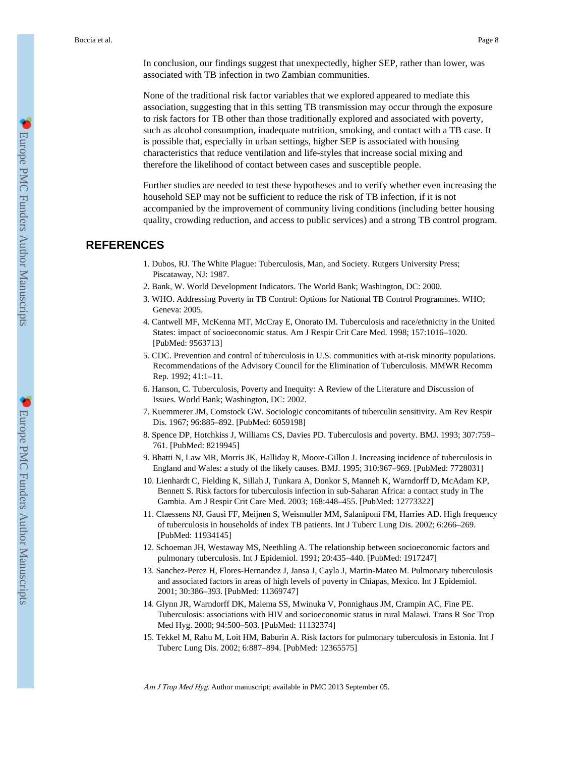In conclusion, our findings suggest that unexpectedly, higher SEP, rather than lower, was associated with TB infection in two Zambian communities.

None of the traditional risk factor variables that we explored appeared to mediate this association, suggesting that in this setting TB transmission may occur through the exposure to risk factors for TB other than those traditionally explored and associated with poverty, such as alcohol consumption, inadequate nutrition, smoking, and contact with a TB case. It is possible that, especially in urban settings, higher SEP is associated with housing characteristics that reduce ventilation and life-styles that increase social mixing and therefore the likelihood of contact between cases and susceptible people.

Further studies are needed to test these hypotheses and to verify whether even increasing the household SEP may not be sufficient to reduce the risk of TB infection, if it is not accompanied by the improvement of community living conditions (including better housing quality, crowding reduction, and access to public services) and a strong TB control program.

## REFERENCES

1. Dubos, RJ. The White Plague: Tuberculosis, Man, and Society. Rutgers University Press; Piscataway, NJ: 1987.
2. Bank, W. World Development Indicators. The World Bank; Washington, DC: 2000.
3. WHO. Addressing Poverty in TB Control: Options for National TB Control Programmes. WHO; Geneva: 2005.
4. Cantwell MF, McKenna MT, McCray E, Onorato IM. Tuberculosis and race/ethnicity in the United States: impact of socioeconomic status. Am J Respir Crit Care Med. 1998; 157:1016–1020. [PubMed: 9563713]
5. CDC. Prevention and control of tuberculosis in U.S. communities with at-risk minority populations. Recommendations of the Advisory Council for the Elimination of Tuberculosis. MMWR Recomm Rep. 1992; 41:1–11.
6. Hanson, C. Tuberculosis, Poverty and Inequity: A Review of the Literature and Discussion of Issues. World Bank; Washington, DC: 2002.
7. Kuemmerer JM, Comstock GW. Sociologic concomitants of tuberculin sensitivity. Am Rev Respir Dis. 1967; 96:885–892. [PubMed: 6059198]
8. Spence DP, Hotchkiss J, Williams CS, Davies PD. Tuberculosis and poverty. BMJ. 1993; 307:759–761. [PubMed: 8219945]
9. Bhatti N, Law MR, Morris JK, Halliday R, Moore-Gillon J. Increasing incidence of tuberculosis in England and Wales: a study of the likely causes. BMJ. 1995; 310:967–969. [PubMed: 7728031]
10. Lienhardt C, Fielding K, Sillah J, Tunkara A, Donkor S, Manneh K, Warndorff D, McAdam KP, Bennett S. Risk factors for tuberculosis infection in sub-Saharan Africa: a contact study in The Gambia. Am J Respir Crit Care Med. 2003; 168:448–455. [PubMed: 12773322]
11. Claessens NJ, Gausi FF, Meijnen S, Weismuller MM, Salaniponi FM, Harries AD. High frequency of tuberculosis in households of index TB patients. Int J Tuberc Lung Dis. 2002; 6:266–269. [PubMed: 11934145]
12. Schoeman JH, Westaway MS, Neethling A. The relationship between socioeconomic factors and pulmonary tuberculosis. Int J Epidemiol. 1991; 20:435–440. [PubMed: 1917247]
13. Sanchez-Perez H, Flores-Hernandez J, Jansa J, Cayla J, Martin-Mateo M. Pulmonary tuberculosis and associated factors in areas of high levels of poverty in Chiapas, Mexico. Int J Epidemiol. 2001; 30:386–393. [PubMed: 11369747]
14. Glynn JR, Warndorff DK, Malema SS, Mwinuka V, Ponnighaus JM, Crampin AC, Fine PE. Tuberculosis: associations with HIV and socioeconomic status in rural Malawi. Trans R Soc Trop Med Hyg. 2000; 94:500–503. [PubMed: 11132374]
15. Tekkel M, Rahu M, Loit HM, Baburin A. Risk factors for pulmonary tuberculosis in Estonia. Int J Tuberc Lung Dis. 2002; 6:887–894. [PubMed: 12365575]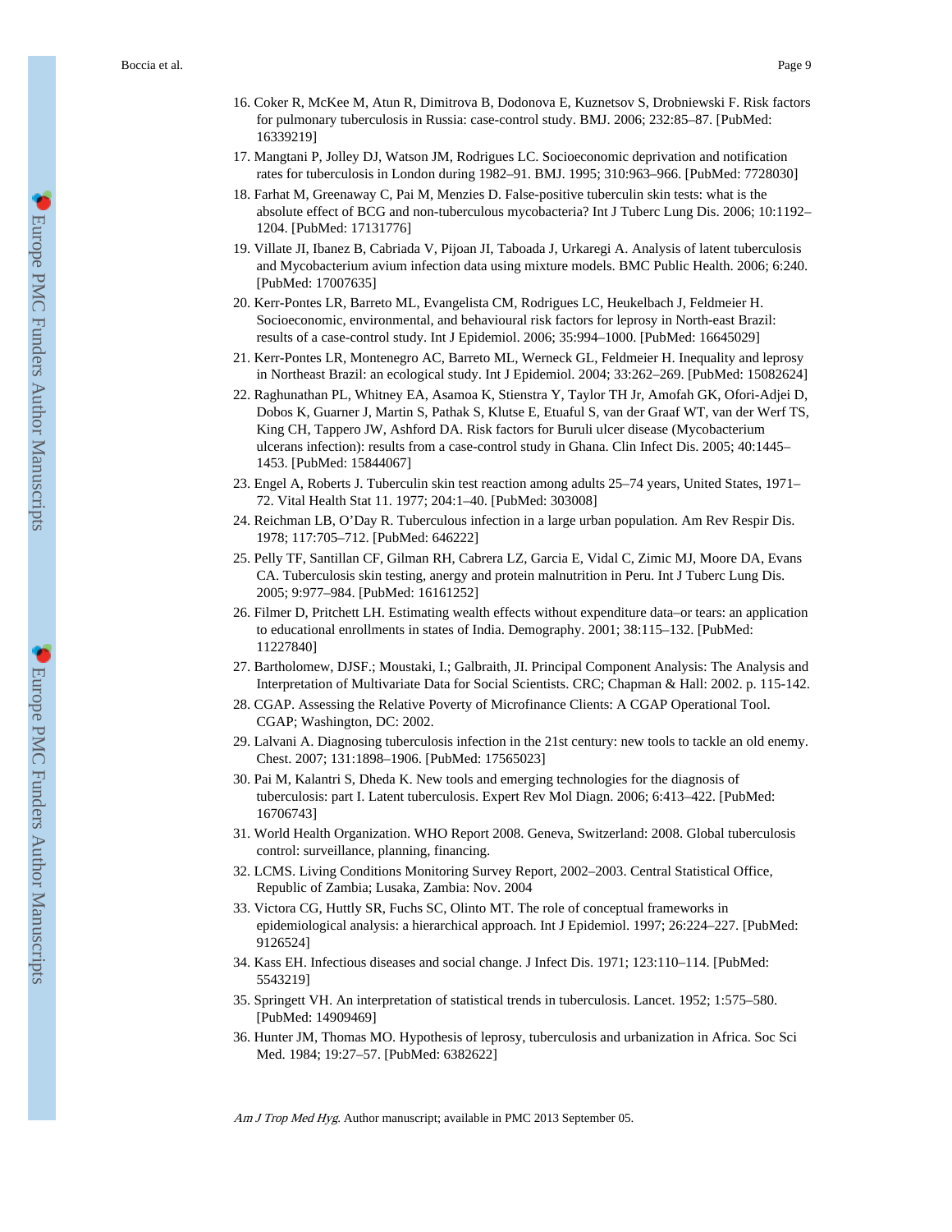16. Coker R, McKee M, Atun R, Dimitrova B, Dodonova E, Kuznetsov S, Drobniewski F. Risk factors for pulmonary tuberculosis in Russia: case-control study. BMJ. 2006; 232:85–87. [PubMed: 16339219]
17. Mangtani P, Jolley DJ, Watson JM, Rodrigues LC. Socioeconomic deprivation and notification rates for tuberculosis in London during 1982–91. BMJ. 1995; 310:963–966. [PubMed: 7728030]
18. Farhat M, Greenaway C, Pai M, Menzies D. False-positive tuberculin skin tests: what is the absolute effect of BCG and non-tuberculous mycobacteria? Int J Tuberc Lung Dis. 2006; 10:1192–1204. [PubMed: 17131776]
19. Villate JI, Ibanez B, Cabriada V, Pijoan JI, Taboada J, Urkaregi A. Analysis of latent tuberculosis and Mycobacterium avium infection data using mixture models. BMC Public Health. 2006; 6:240. [PubMed: 17007635]
20. Kerr-Pontes LR, Barreto ML, Evangelista CM, Rodrigues LC, Heukelbach J, Feldmeier H. Socioeconomic, environmental, and behavioural risk factors for leprosy in North-east Brazil: results of a case-control study. Int J Epidemiol. 2006; 35:994–1000. [PubMed: 16645029]
21. Kerr-Pontes LR, Montenegro AC, Barreto ML, Werneck GL, Feldmeier H. Inequality and leprosy in Northeast Brazil: an ecological study. Int J Epidemiol. 2004; 33:262–269. [PubMed: 15082624]
22. Raghunathan PL, Whitney EA, Asamoa K, Stienstra Y, Taylor TH Jr, Amofah GK, Ofori-Adjei D, Dobos K, Guarner J, Martin S, Pathak S, Klutse E, Etuaful S, van der Graaf WT, van der Werf TS, King CH, Tappero JW, Ashford DA. Risk factors for Buruli ulcer disease (Mycobacterium ulcerans infection): results from a case-control study in Ghana. Clin Infect Dis. 2005; 40:1445–1453. [PubMed: 15844067]
23. Engel A, Roberts J. Tuberculin skin test reaction among adults 25–74 years, United States, 1971–72. Vital Health Stat 11. 1977; 204:1–40. [PubMed: 303008]
24. Reichman LB, O'Day R. Tuberculous infection in a large urban population. Am Rev Respir Dis. 1978; 117:705–712. [PubMed: 646222]
25. Pelly TF, Santillan CF, Gilman RH, Cabrera LZ, Garcia E, Vidal C, Zimic MJ, Moore DA, Evans CA. Tuberculosis skin testing, anergy and protein malnutrition in Peru. Int J Tuberc Lung Dis. 2005; 9:977–984. [PubMed: 16161252]
26. Filmer D, Pritchett LH. Estimating wealth effects without expenditure data–or tears: an application to educational enrollments in states of India. Demography. 2001; 38:115–132. [PubMed: 11227840]
27. Bartholomew, DJSF.; Moustaki, I.; Galbraith, JI. Principal Component Analysis: The Analysis and Interpretation of Multivariate Data for Social Scientists. CRC; Chapman & Hall: 2002. p. 115-142.
28. CGAP. Assessing the Relative Poverty of Microfinance Clients: A CGAP Operational Tool. CGAP; Washington, DC: 2002.
29. Lalvani A. Diagnosing tuberculosis infection in the 21st century: new tools to tackle an old enemy. Chest. 2007; 131:1898–1906. [PubMed: 17565023]
30. Pai M, Kalantri S, Dheda K. New tools and emerging technologies for the diagnosis of tuberculosis: part I. Latent tuberculosis. Expert Rev Mol Diagn. 2006; 6:413–422. [PubMed: 16706743]
31. World Health Organization. WHO Report 2008. Geneva, Switzerland: 2008. Global tuberculosis control: surveillance, planning, financing.
32. LCMS. Living Conditions Monitoring Survey Report, 2002–2003. Central Statistical Office, Republic of Zambia; Lusaka, Zambia: Nov. 2004
33. Victora CG, Huttly SR, Fuchs SC, Olinto MT. The role of conceptual frameworks in epidemiological analysis: a hierarchical approach. Int J Epidemiol. 1997; 26:224–227. [PubMed: 9126524]
34. Kass EH. Infectious diseases and social change. J Infect Dis. 1971; 123:110–114. [PubMed: 5543219]
35. Springett VH. An interpretation of statistical trends in tuberculosis. Lancet. 1952; 1:575–580. [PubMed: 14909469]
36. Hunter JM, Thomas MO. Hypothesis of leprosy, tuberculosis and urbanization in Africa. Soc Sci Med. 1984; 19:27–57. [PubMed: 6382622]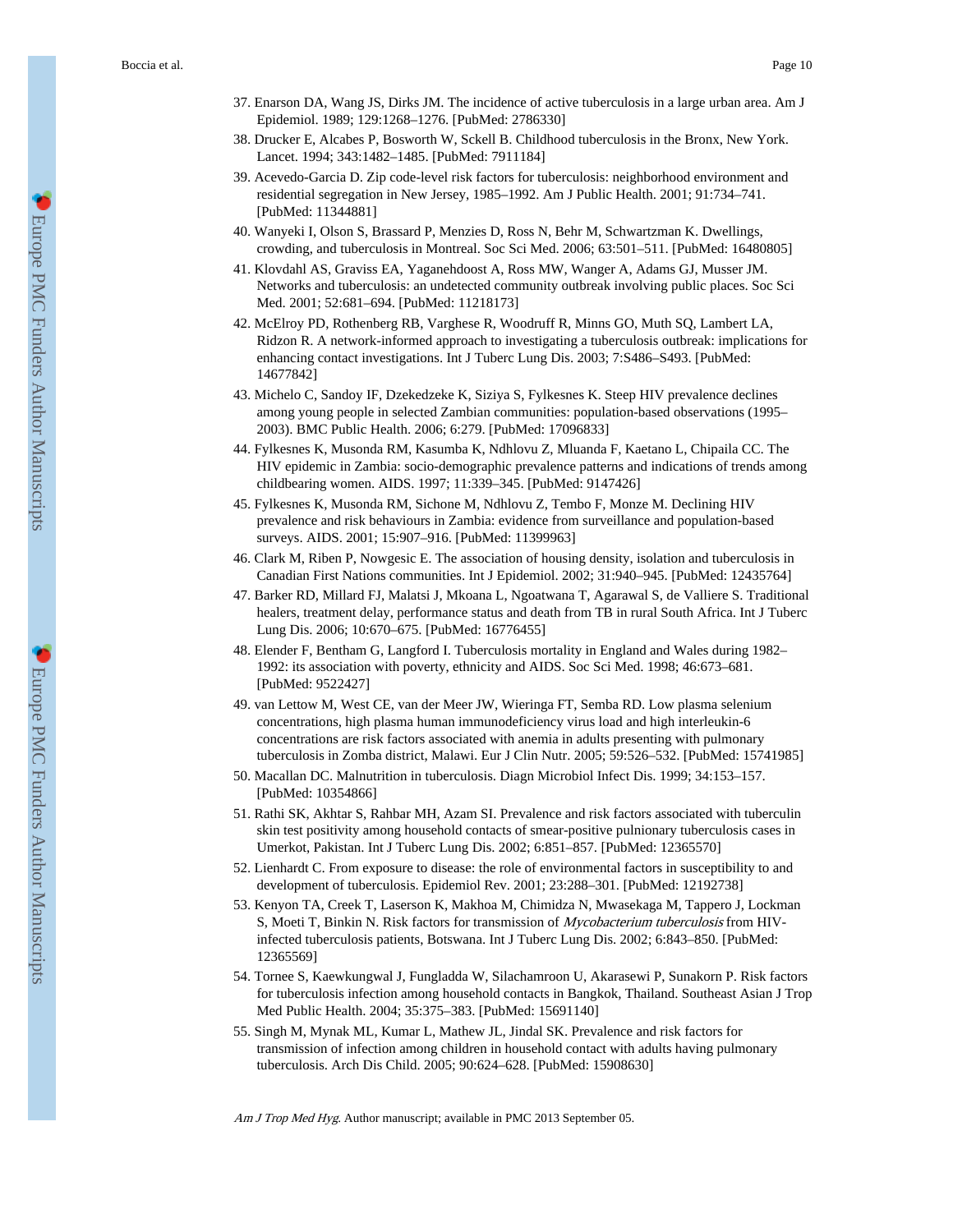37. Enarson DA, Wang JS, Dirks JM. The incidence of active tuberculosis in a large urban area. Am J Epidemiol. 1989; 129:1268–1276. [PubMed: 2786330]
38. Drucker E, Alcabes P, Bosworth W, Sckell B. Childhood tuberculosis in the Bronx, New York. Lancet. 1994; 343:1482–1485. [PubMed: 7911184]
39. Acevedo-Garcia D. Zip code-level risk factors for tuberculosis: neighborhood environment and residential segregation in New Jersey, 1985–1992. Am J Public Health. 2001; 91:734–741. [PubMed: 11344881]
40. Wanyeki I, Olson S, Brassard P, Menzies D, Ross N, Behr M, Schwartzman K. Dwellings, crowding, and tuberculosis in Montreal. Soc Sci Med. 2006; 63:501–511. [PubMed: 16480805]
41. Klovdahl AS, Graviss EA, Yaganehdoost A, Ross MW, Wanger A, Adams GJ, Musser JM. Networks and tuberculosis: an undetected community outbreak involving public places. Soc Sci Med. 2001; 52:681–694. [PubMed: 11218173]
42. McElroy PD, Rothenberg RB, Varghese R, Woodruff R, Minns GO, Muth SQ, Lambert LA, Ridzon R. A network-informed approach to investigating a tuberculosis outbreak: implications for enhancing contact investigations. Int J Tuberc Lung Dis. 2003; 7:S486–S493. [PubMed: 14677842]
43. Michelo C, Sandoy IF, Dzekedzeke K, Siziya S, Fylkesnes K. Steep HIV prevalence declines among young people in selected Zambian communities: population-based observations (1995–2003). BMC Public Health. 2006; 6:279. [PubMed: 17096833]
44. Fylkesnes K, Musonda RM, Kasumba K, Ndhlovu Z, Mluanda F, Kaetano L, Chipaila CC. The HIV epidemic in Zambia: socio-demographic prevalence patterns and indications of trends among childbearing women. AIDS. 1997; 11:339–345. [PubMed: 9147426]
45. Fylkesnes K, Musonda RM, Sichone M, Ndhlovu Z, Tembo F, Monze M. Declining HIV prevalence and risk behaviours in Zambia: evidence from surveillance and population-based surveys. AIDS. 2001; 15:907–916. [PubMed: 11399963]
46. Clark M, Riben P, Nowgesic E. The association of housing density, isolation and tuberculosis in Canadian First Nations communities. Int J Epidemiol. 2002; 31:940–945. [PubMed: 12435764]
47. Barker RD, Millard FJ, Malatsi J, Mkoana L, Ngoatwana T, Agarawal S, de Valliere S. Traditional healers, treatment delay, performance status and death from TB in rural South Africa. Int J Tuberc Lung Dis. 2006; 10:670–675. [PubMed: 16776455]
48. Elender F, Bentham G, Langford I. Tuberculosis mortality in England and Wales during 1982–1992: its association with poverty, ethnicity and AIDS. Soc Sci Med. 1998; 46:673–681. [PubMed: 9522427]
49. van Lettow M, West CE, van der Meer JW, Wieringa FT, Semba RD. Low plasma selenium concentrations, high plasma human immunodeficiency virus load and high interleukin-6 concentrations are risk factors associated with anemia in adults presenting with pulmonary tuberculosis in Zomba district, Malawi. Eur J Clin Nutr. 2005; 59:526–532. [PubMed: 15741985]
50. Macallan DC. Malnutrition in tuberculosis. Diagn Microbiol Infect Dis. 1999; 34:153–157. [PubMed: 10354866]
51. Rathi SK, Akhtar S, Rahbar MH, Azam SI. Prevalence and risk factors associated with tuberculin skin test positivity among household contacts of smear-positive pulnionary tuberculosis cases in Umerkot, Pakistan. Int J Tuberc Lung Dis. 2002; 6:851–857. [PubMed: 12365570]
52. Lienhardt C. From exposure to disease: the role of environmental factors in susceptibility to and development of tuberculosis. Epidemiol Rev. 2001; 23:288–301. [PubMed: 12192738]
53. Kenyon TA, Creek T, Laserson K, Makhoa M, Chimidza N, Mwasekaga M, Tappero J, Lockman S, Moeti T, Binkin N. Risk factors for transmission of *Mycobacterium tuberculosis* from HIV-infected tuberculosis patients, Botswana. Int J Tuberc Lung Dis. 2002; 6:843–850. [PubMed: 12365569]
54. Tornee S, Kaewkungwal J, Fungladda W, Silachamroon U, Akarasewi P, Sunakorn P. Risk factors for tuberculosis infection among household contacts in Bangkok, Thailand. Southeast Asian J Trop Med Public Health. 2004; 35:375–383. [PubMed: 15691140]
55. Singh M, Mynak ML, Kumar L, Mathew JL, Jindal SK. Prevalence and risk factors for transmission of infection among children in household contact with adults having pulmonary tuberculosis. Arch Dis Child. 2005; 90:624–628. [PubMed: 15908630]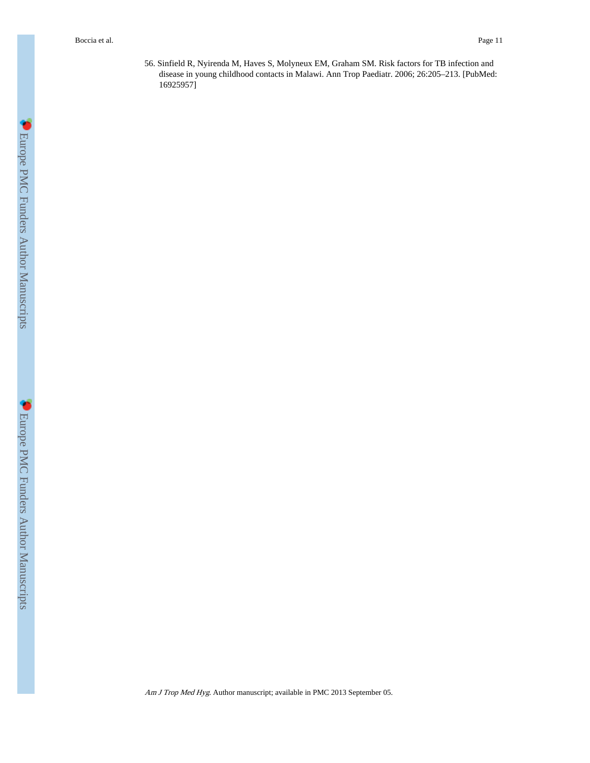56. Sinfield R, Nyirenda M, Haves S, Molyneux EM, Graham SM. Risk factors for TB infection and disease in young childhood contacts in Malawi. Ann Trop Paediatr. 2006; 26:205–213. [PubMed: 16925957]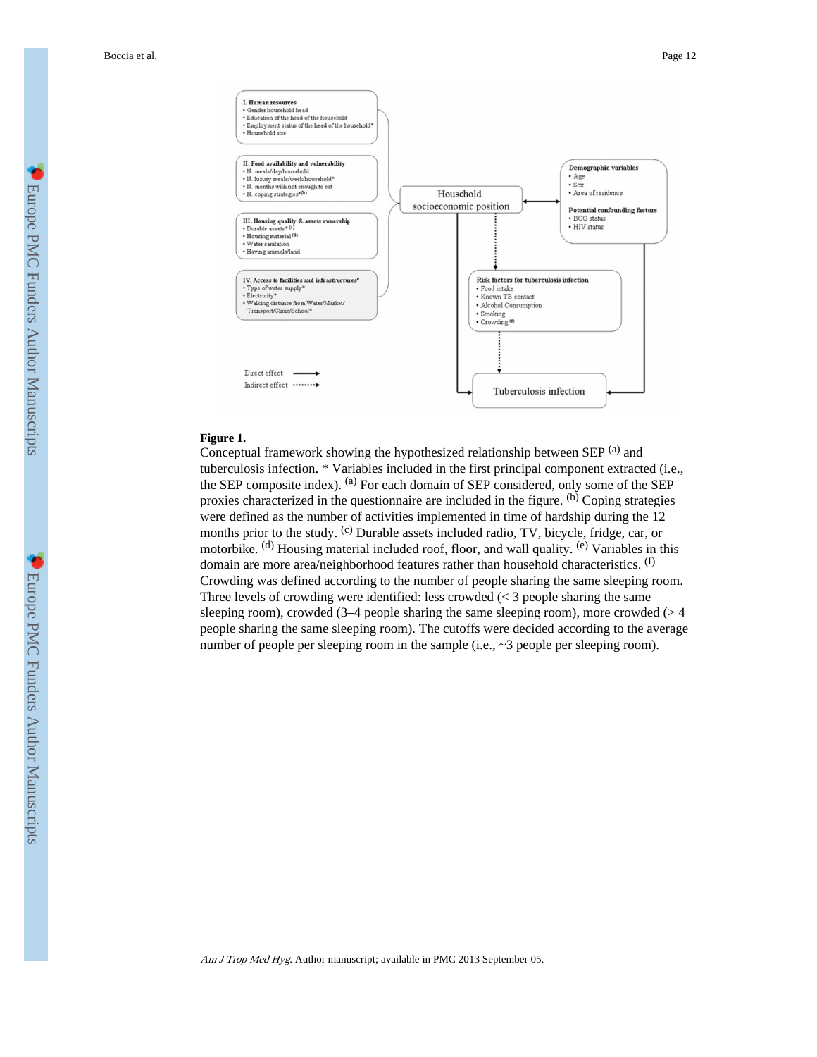**Figure 1.**

Conceptual framework showing the hypothesized relationship between SEP [(a)] and tuberculosis infection. * Variables included in the first principal component extracted (i.e., the SEP composite index). [(a)] For each domain of SEP considered, only some of the SEP proxies characterized in the questionnaire are included in the figure. [(b)] Coping strategies were defined as the number of activities implemented in time of hardship during the 12 months prior to the study. [(c)] Durable assets included radio, TV, bicycle, fridge, car, or motorbike. [(d)] Housing material included roof, floor, and wall quality. [(e)] Variables in this domain are more area/neighborhood features rather than household characteristics. [(f)] Crowding was defined according to the number of people sharing the same sleeping room. Three levels of crowding were identified: less crowded (< 3 people sharing the same sleeping room), crowded (3–4 people sharing the same sleeping room), more crowded (> 4 people sharing the same sleeping room). The cutoffs were decided according to the average number of people per sleeping room in the sample (i.e., ~3 people per sleeping room).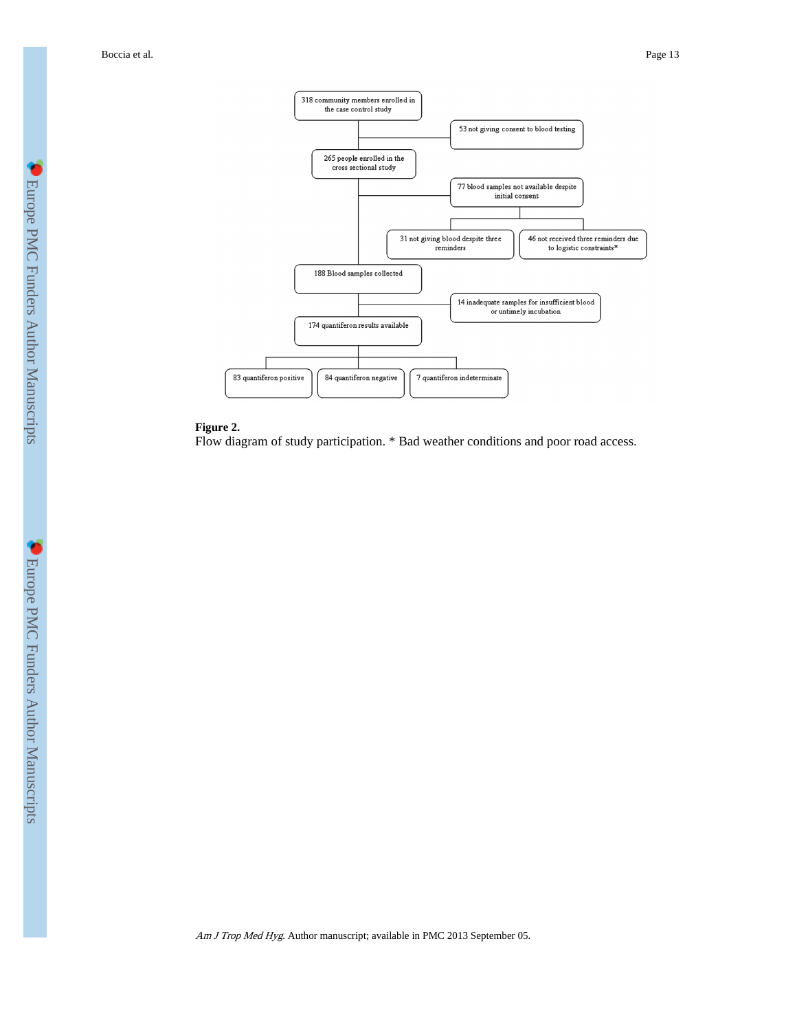318 community members enrolled in the case control study

53 not giving consent to blood testing

265 people enrolled in the cross sectional study

77 blood samples not available despite initial consent

31 not giving blood despite three reminders

46 not received three reminders due to logistic constraints*

188 Blood samples collected

14 inadequate samples for insufficient blood or untimely incubation

174 quantiferon results available

83 quantiferon positive

84 quantiferon negative

7 quantiferon indeterminate

**Figure 2.**

Flow diagram of study participation. * Bad weather conditions and poor road access.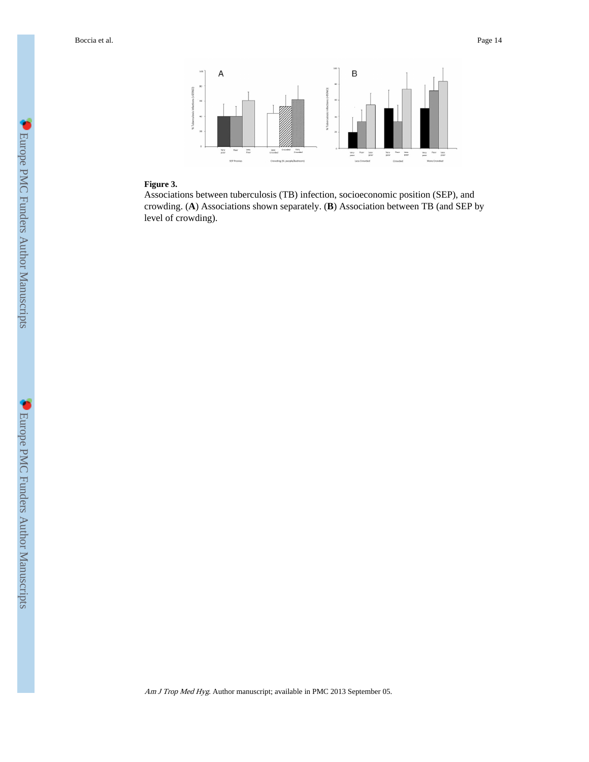**Figure 3.**

Associations between tuberculosis (TB) infection, socioeconomic position (SEP), and crowding. (**A**) Associations shown separately. (**B**) Association between TB (and SEP by level of crowding).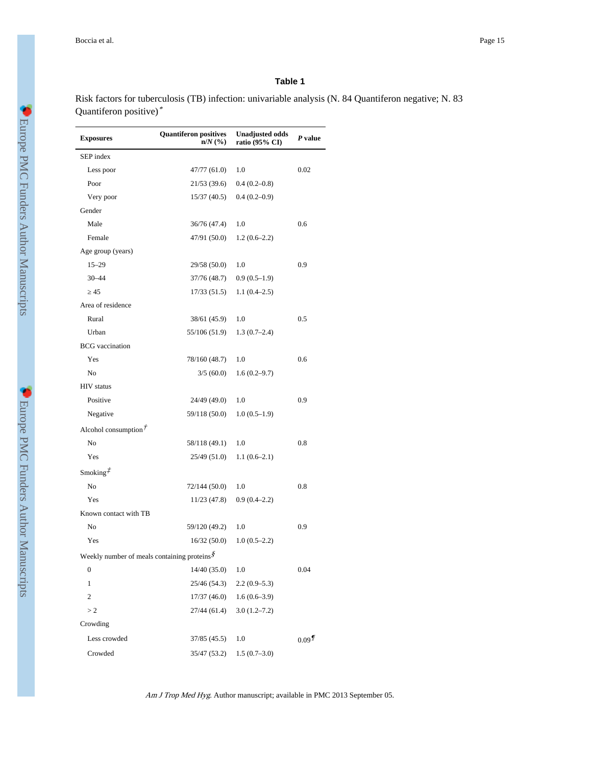### Table 1

Risk factors for tuberculosis (TB) infection: univariable analysis (N. 84 Quantiferon negative; N. 83 Quantiferon positive)*

| Exposures | Quantiferon positives n/N (%) | Unadjusted odds ratio (95% CI) | P value |
|---|---|---|---|
| SEP index | | | |
| Less poor | 47/77 (61.0) | 1.0 | 0.02 |
| Poor | 21/53 (39.6) | 0.4 (0.2–0.8) | |
| Very poor | 15/37 (40.5) | 0.4 (0.2–0.9) | |
| Gender | | | |
| Male | 36/76 (47.4) | 1.0 | 0.6 |
| Female | 47/91 (50.0) | 1.2 (0.6–2.2) | |
| Age group (years) | | | |
| 15–29 | 29/58 (50.0) | 1.0 | 0.9 |
| 30–44 | 37/76 (48.7) | 0.9 (0.5–1.9) | |
| ≥ 45 | 17/33 (51.5) | 1.1 (0.4–2.5) | |
| Area of residence | | | |
| Rural | 38/61 (45.9) | 1.0 | 0.5 |
| Urban | 55/106 (51.9) | 1.3 (0.7–2.4) | |
| BCG vaccination | | | |
| Yes | 78/160 (48.7) | 1.0 | 0.6 |
| No | 3/5 (60.0) | 1.6 (0.2–9.7) | |
| HIV status | | | |
| Positive | 24/49 (49.0) | 1.0 | 0.9 |
| Negative | 59/118 (50.0) | 1.0 (0.5–1.9) | |
| Alcohol consumption† | | | |
| No | 58/118 (49.1) | 1.0 | 0.8 |
| Yes | 25/49 (51.0) | 1.1 (0.6–2.1) | |
| Smoking‡ | | | |
| No | 72/144 (50.0) | 1.0 | 0.8 |
| Yes | 11/23 (47.8) | 0.9 (0.4–2.2) | |
| Known contact with TB | | | |
| No | 59/120 (49.2) | 1.0 | 0.9 |
| Yes | 16/32 (50.0) | 1.0 (0.5–2.2) | |
| Weekly number of meals containing proteins§ | | | |
| 0 | 14/40 (35.0) | 1.0 | 0.04 |
| 1 | 25/46 (54.3) | 2.2 (0.9–5.3) | |
| 2 | 17/37 (46.0) | 1.6 (0.6–3.9) | |
| > 2 | 27/44 (61.4) | 3.0 (1.2–7.2) | |
| Crowding | | | |
| Less crowded | 37/85 (45.5) | 1.0 | 0.09¶ |
| Crowded | 35/47 (53.2) | 1.5 (0.7–3.0) | |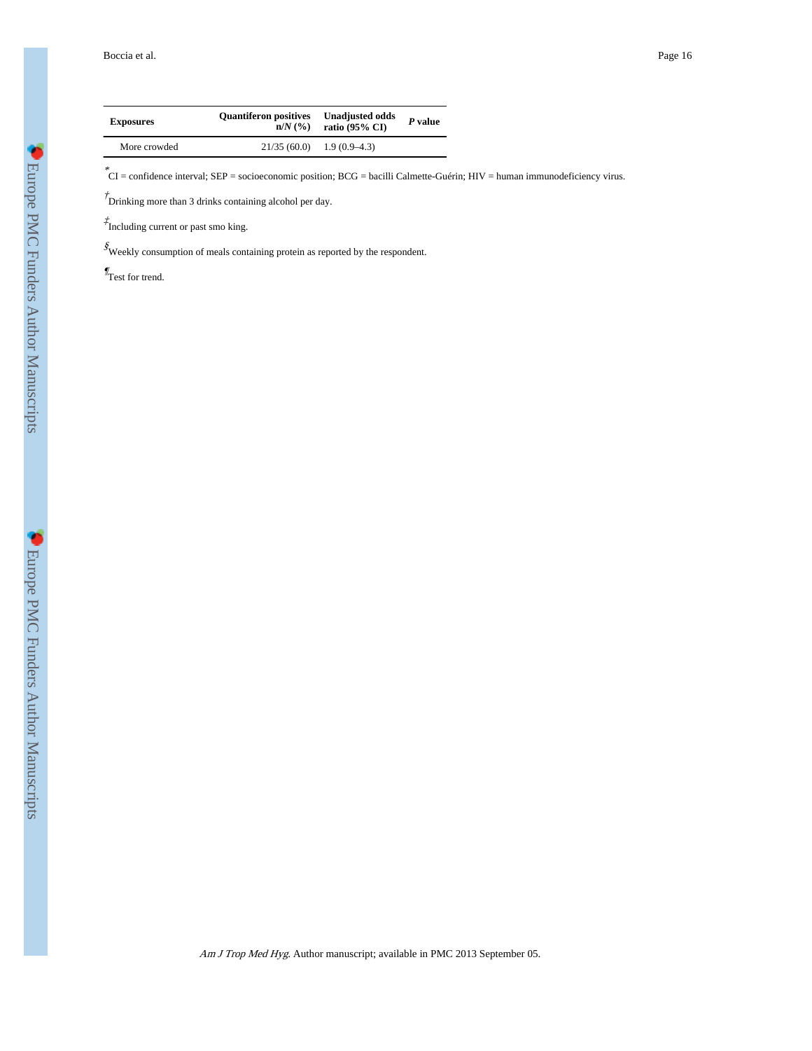| Exposures | Quantiferon positives n/N (%) | Unadjusted odds ratio (95% CI) | P value |
|---|---|---|---|
| More crowded | 21/35 (60.0) | 1.9 (0.9–4.3) | |

*CI = confidence interval; SEP = socioeconomic position; BCG = bacilli Calmette-Guérin; HIV = human immunodeficiency virus.

†Drinking more than 3 drinks containing alcohol per day.

‡Including current or past smo king.

§Weekly consumption of meals containing protein as reported by the respondent.

¶Test for trend.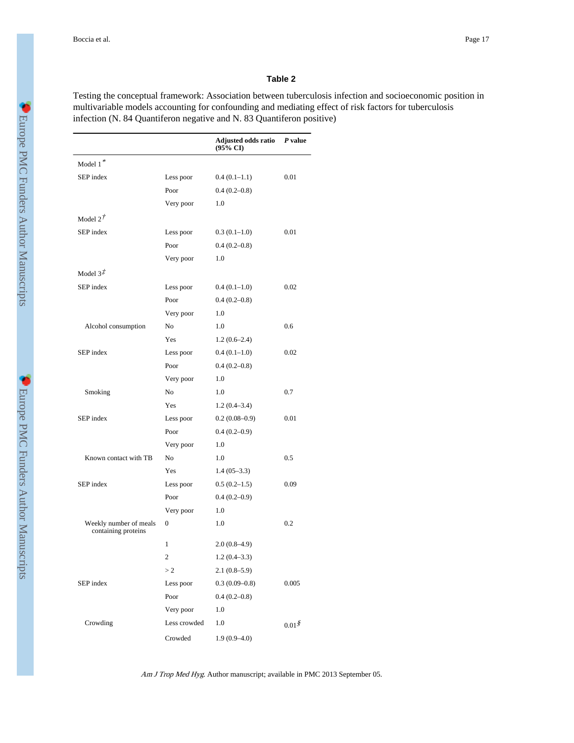## Table 2

Testing the conceptual framework: Association between tuberculosis infection and socioeconomic position in multivariable models accounting for confounding and mediating effect of risk factors for tuberculosis infection (N. 84 Quantiferon negative and N. 83 Quantiferon positive)

| | | Adjusted odds ratio (95% CI) | *P* value |
|---|---|---|---|
| Model 1 * | | | |
| SEP index | Less poor | 0.4 (0.1–1.1) | 0.01 |
| | Poor | 0.4 (0.2–0.8) | |
| | Very poor | 1.0 | |
| Model 2 † | | | |
| SEP index | Less poor | 0.3 (0.1–1.0) | 0.01 |
| | Poor | 0.4 (0.2–0.8) | |
| | Very poor | 1.0 | |
| Model 3 ‡ | | | |
| SEP index | Less poor | 0.4 (0.1–1.0) | 0.02 |
| | Poor | 0.4 (0.2–0.8) | |
| | Very poor | 1.0 | |
| Alcohol consumption | No | 1.0 | 0.6 |
| | Yes | 1.2 (0.6–2.4) | |
| SEP index | Less poor | 0.4 (0.1–1.0) | 0.02 |
| | Poor | 0.4 (0.2–0.8) | |
| | Very poor | 1.0 | |
| Smoking | No | 1.0 | 0.7 |
| | Yes | 1.2 (0.4–3.4) | |
| SEP index | Less poor | 0.2 (0.08–0.9) | 0.01 |
| | Poor | 0.4 (0.2–0.9) | |
| | Very poor | 1.0 | |
| Known contact with TB | No | 1.0 | 0.5 |
| | Yes | 1.4 (05–3.3) | |
| SEP index | Less poor | 0.5 (0.2–1.5) | 0.09 |
| | Poor | 0.4 (0.2–0.9) | |
| | Very poor | 1.0 | |
| Weekly number of meals containing proteins | 0 | 1.0 | 0.2 |
| | 1 | 2.0 (0.8–4.9) | |
| | 2 | 1.2 (0.4–3.3) | |
| | > 2 | 2.1 (0.8–5.9) | |
| SEP index | Less poor | 0.3 (0.09–0.8) | 0.005 |
| | Poor | 0.4 (0.2–0.8) | |
| | Very poor | 1.0 | |
| Crowding | Less crowded | 1.0 | 0.01 § |
| | Crowded | 1.9 (0.9–4.0) | |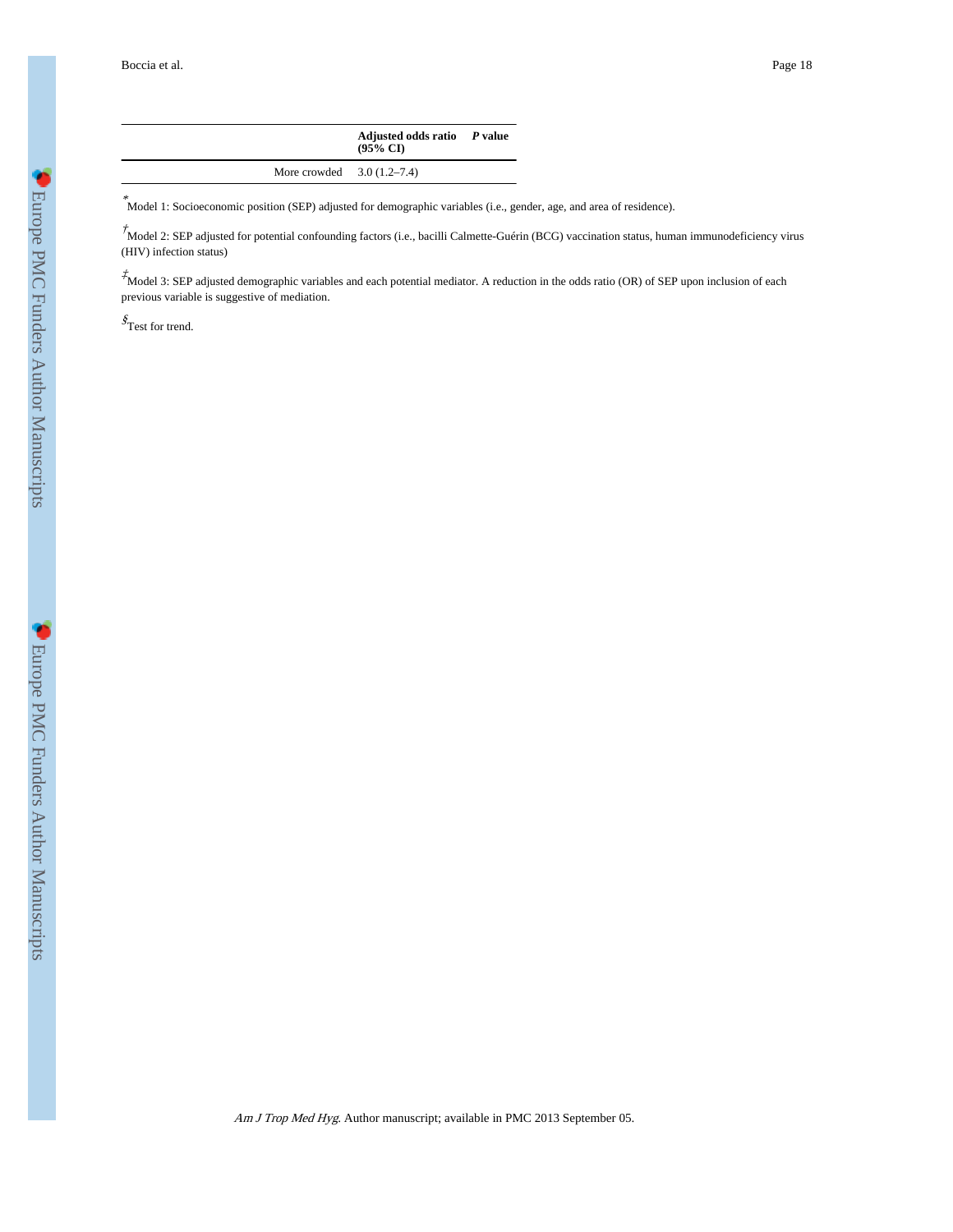| | Adjusted odds ratio (95% CI) | *P* value |
|---|---|---|
| More crowded | 3.0 (1.2–7.4) | |

*Model 1: Socioeconomic position (SEP) adjusted for demographic variables (i.e., gender, age, and area of residence).

†Model 2: SEP adjusted for potential confounding factors (i.e., bacilli Calmette-Guérin (BCG) vaccination status, human immunodeficiency virus (HIV) infection status)

‡Model 3: SEP adjusted demographic variables and each potential mediator. A reduction in the odds ratio (OR) of SEP upon inclusion of each previous variable is suggestive of mediation.

§Test for trend.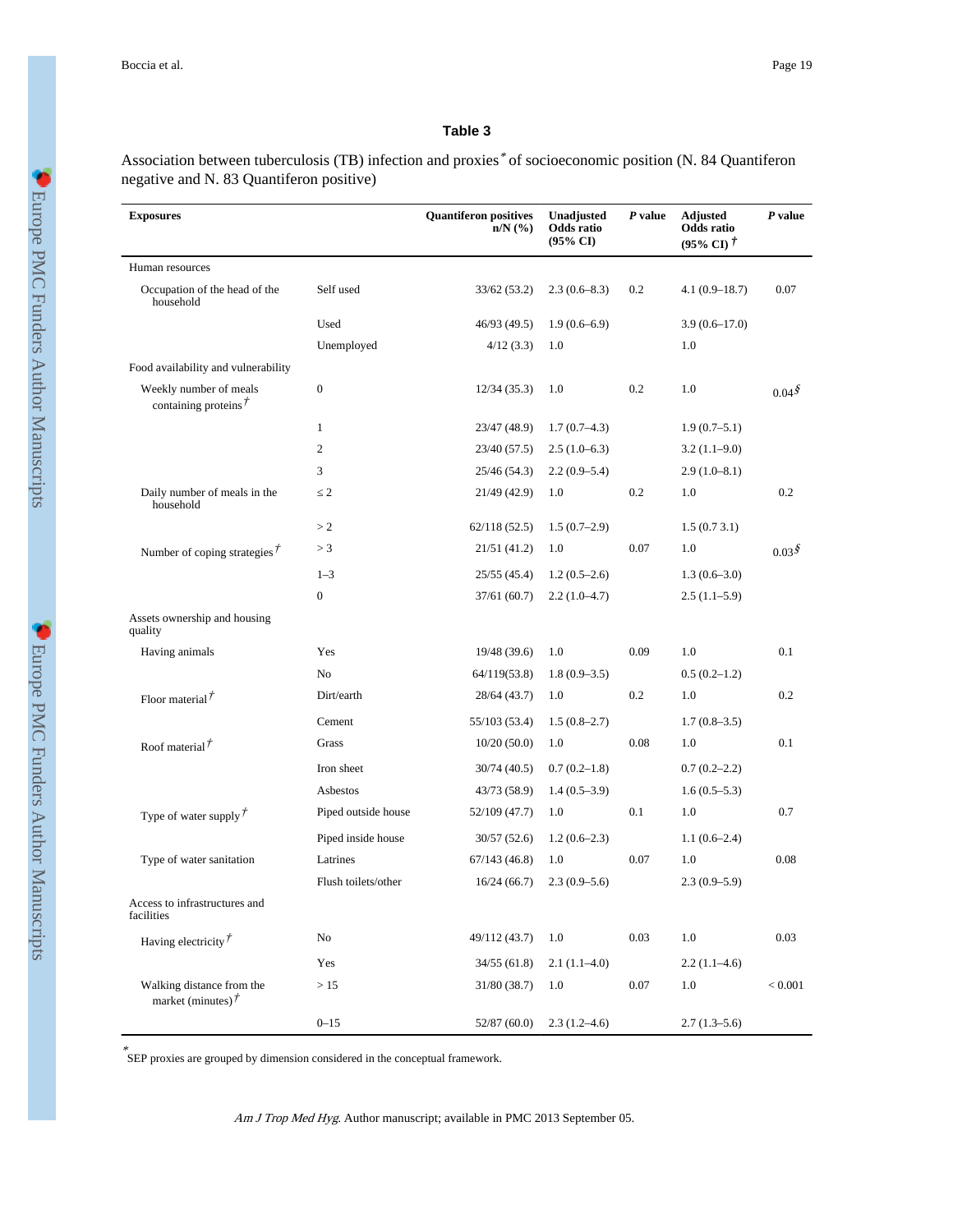**Table 3**

Association between tuberculosis (TB) infection and proxies* of socioeconomic position (N. 84 Quantiferon negative and N. 83 Quantiferon positive)

| Exposures | | Quantiferon positives n/N (%) | Unadjusted Odds ratio (95% CI) | *P* value | Adjusted Odds ratio (95% CI) † | *P* value |
|---|---|---|---|---|---|---|
| Human resources | | | | | | |
| Occupation of the head of the household | Self used | 33/62 (53.2) | 2.3 (0.6–8.3) | 0.2 | 4.1 (0.9–18.7) | 0.07 |
| | Used | 46/93 (49.5) | 1.9 (0.6–6.9) | | 3.9 (0.6–17.0) | |
| | Unemployed | 4/12 (3.3) | 1.0 | | 1.0 | |
| Food availability and vulnerability | | | | | | |
| Weekly number of meals containing proteins † | 0 | 12/34 (35.3) | 1.0 | 0.2 | 1.0 | 0.04§ |
| | 1 | 23/47 (48.9) | 1.7 (0.7–4.3) | | 1.9 (0.7–5.1) | |
| | 2 | 23/40 (57.5) | 2.5 (1.0–6.3) | | 3.2 (1.1–9.0) | |
| | 3 | 25/46 (54.3) | 2.2 (0.9–5.4) | | 2.9 (1.0–8.1) | |
| Daily number of meals in the household | ≤ 2 | 21/49 (42.9) | 1.0 | 0.2 | 1.0 | 0.2 |
| | > 2 | 62/118 (52.5) | 1.5 (0.7–2.9) | | 1.5 (0.7 3.1) | |
| Number of coping strategies † | > 3 | 21/51 (41.2) | 1.0 | 0.07 | 1.0 | 0.03§ |
| | 1–3 | 25/55 (45.4) | 1.2 (0.5–2.6) | | 1.3 (0.6–3.0) | |
| | 0 | 37/61 (60.7) | 2.2 (1.0–4.7) | | 2.5 (1.1–5.9) | |
| Assets ownership and housing quality | | | | | | |
| Having animals | Yes | 19/48 (39.6) | 1.0 | 0.09 | 1.0 | 0.1 |
| | No | 64/119(53.8) | 1.8 (0.9–3.5) | | 0.5 (0.2–1.2) | |
| Floor material † | Dirt/earth | 28/64 (43.7) | 1.0 | 0.2 | 1.0 | 0.2 |
| | Cement | 55/103 (53.4) | 1.5 (0.8–2.7) | | 1.7 (0.8–3.5) | |
| Roof material † | Grass | 10/20 (50.0) | 1.0 | 0.08 | 1.0 | 0.1 |
| | Iron sheet | 30/74 (40.5) | 0.7 (0.2–1.8) | | 0.7 (0.2–2.2) | |
| | Asbestos | 43/73 (58.9) | 1.4 (0.5–3.9) | | 1.6 (0.5–5.3) | |
| Type of water supply † | Piped outside house | 52/109 (47.7) | 1.0 | 0.1 | 1.0 | 0.7 |
| | Piped inside house | 30/57 (52.6) | 1.2 (0.6–2.3) | | 1.1 (0.6–2.4) | |
| Type of water sanitation | Latrines | 67/143 (46.8) | 1.0 | 0.07 | 1.0 | 0.08 |
| | Flush toilets/other | 16/24 (66.7) | 2.3 (0.9–5.6) | | 2.3 (0.9–5.9) | |
| Access to infrastructures and facilities | | | | | | |
| Having electricity † | No | 49/112 (43.7) | 1.0 | 0.03 | 1.0 | 0.03 |
| | Yes | 34/55 (61.8) | 2.1 (1.1–4.0) | | 2.2 (1.1–4.6) | |
| Walking distance from the market (minutes) † | > 15 | 31/80 (38.7) | 1.0 | 0.07 | 1.0 | < 0.001 |
| | 0–15 | 52/87 (60.0) | 2.3 (1.2–4.6) | | 2.7 (1.3–5.6) | |

*SEP proxies are grouped by dimension considered in the conceptual framework.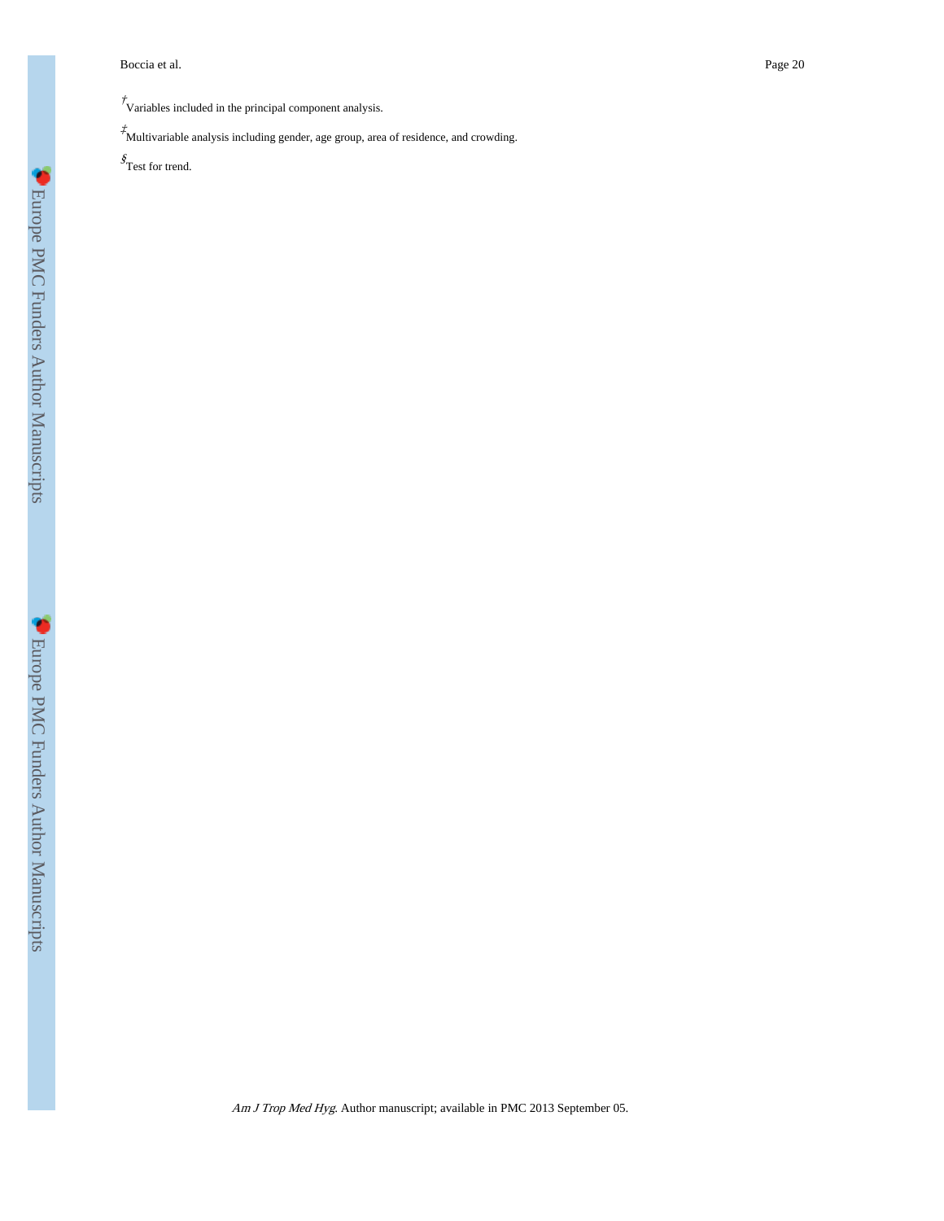† Variables included in the principal component analysis.

‡ Multivariable analysis including gender, age group, area of residence, and crowding.

§ Test for trend.